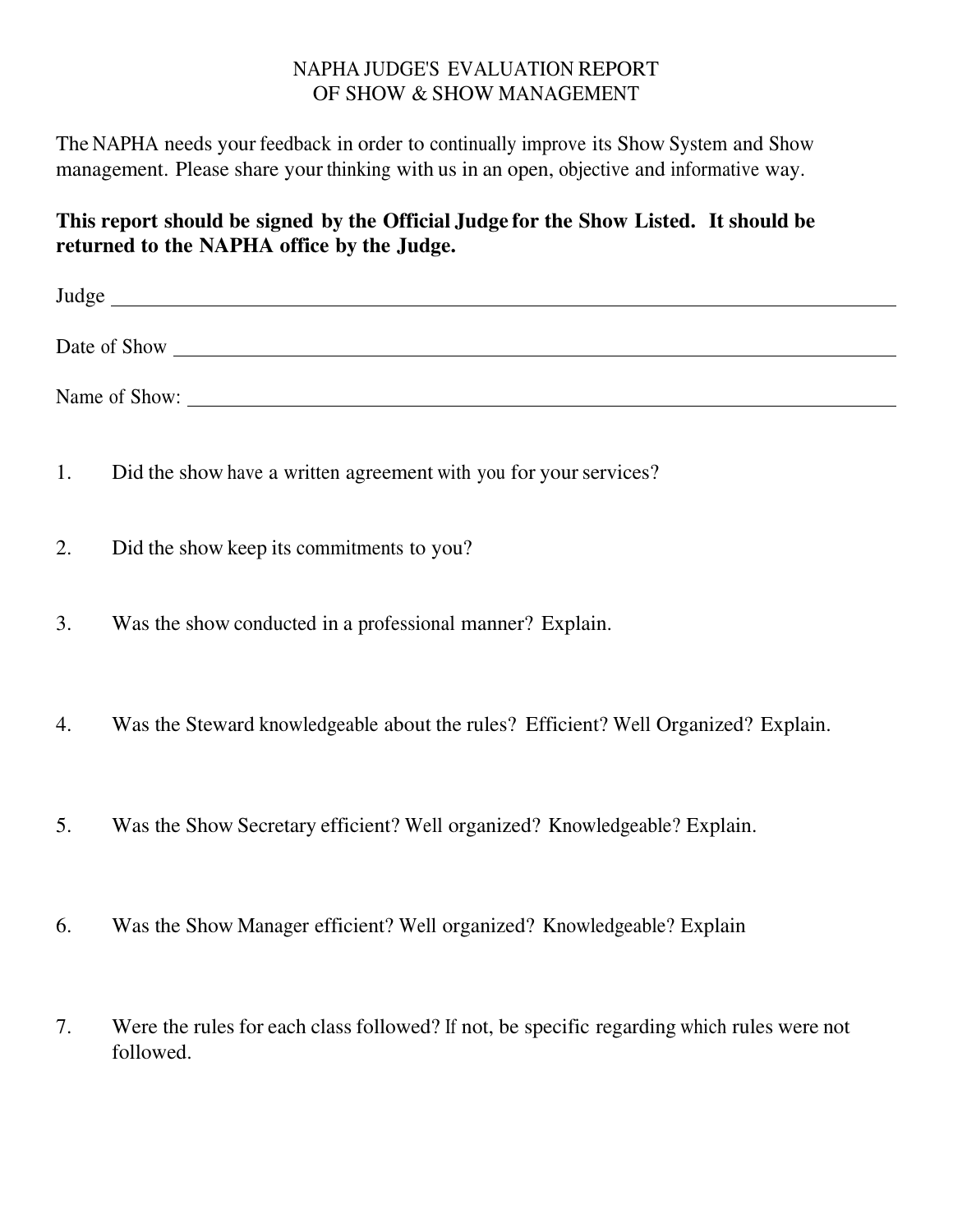# NAPHA JUDGE'S EVALUATION REPORT OF SHOW & SHOW MANAGEMENT

The NAPHA needs your feedback in order to continually improve its Show System and Show management. Please share your thinking with us in an open, objective and informative way.

**This report should be signed by the Official Judge for the Show Listed. It should be returned to the NAPHA office by the Judge.**

Judge ______________________________________________

Date of Show ______________________________________________

Name of Show: ______________________________________________

1. Did the show have a written agreement with you for your services?

2. Did the show keep its commitments to you?

3. Was the show conducted in a professional manner? Explain.

4. Was the Steward knowledgeable about the rules? Efficient? Well Organized? Explain.

5. Was the Show Secretary efficient? Well organized? Knowledgeable? Explain.

6. Was the Show Manager efficient? Well organized? Knowledgeable? Explain

7. Were the rules for each class followed? If not, be specific regarding which rules were not followed.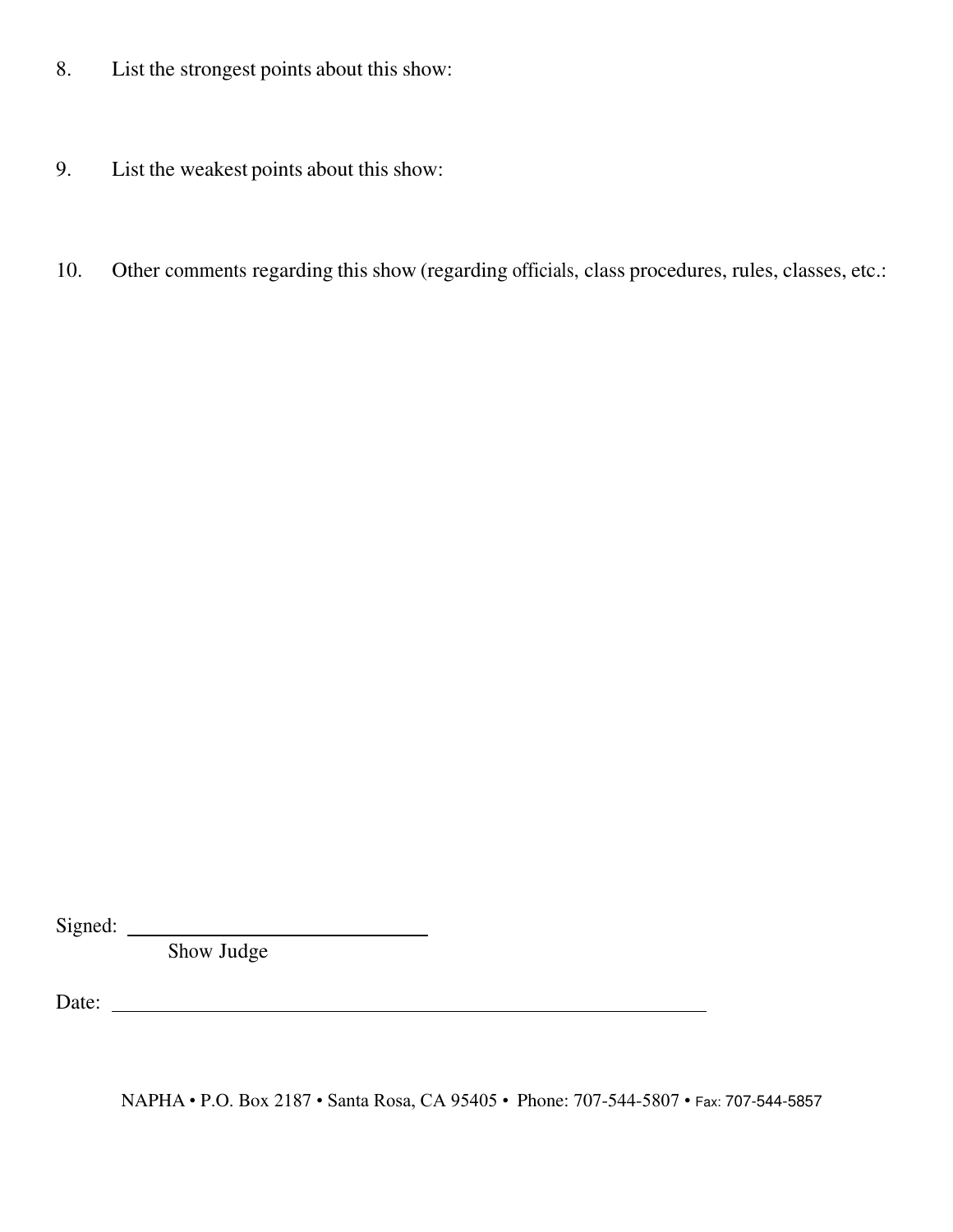8. List the strongest points about this show:

9. List the weakest points about this show:

10. Other comments regarding this show (regarding officials, class procedures, rules, classes, etc.:

Signed: ______________________________
Show Judge

Date: ______________________________

NAPHA • P.O. Box 2187 • Santa Rosa, CA 95405 • Phone: 707-544-5807 • Fax: 707-544-5857